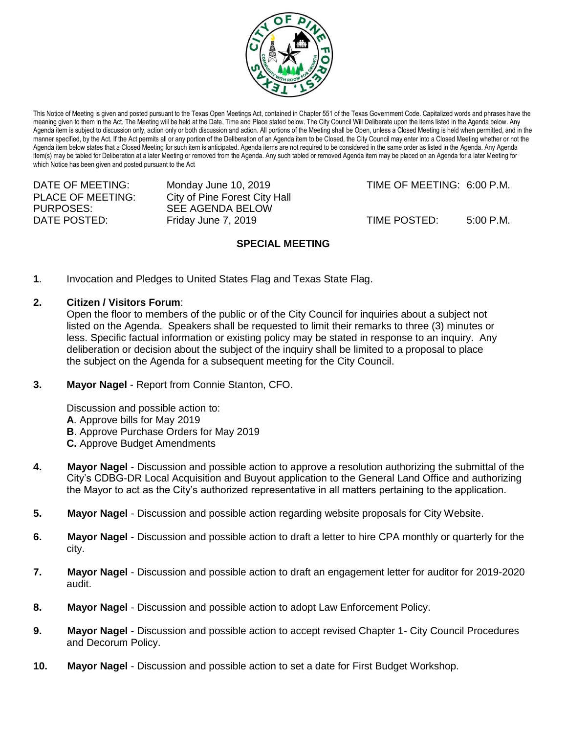This Notice of Meeting is given and posted pursuant to the Texas Open Meetings Act, contained in Chapter 551 of the Texas Government Code. Capitalized words and phrases have the meaning given to them in the Act. The Meeting will be held at the Date, Time and Place stated below. The City Council Will Deliberate upon the items listed in the Agenda below. Any Agenda item is subject to discussion only, action only or both discussion and action. All portions of the Meeting shall be Open, unless a Closed Meeting is held when permitted, and in the manner specified, by the Act. If the Act permits all or any portion of the Deliberation of an Agenda item to be Closed, the City Council may enter into a Closed Meeting whether or not the Agenda item below states that a Closed Meeting for such item is anticipated. Agenda items are not required to be considered in the same order as listed in the Agenda. Any Agenda item(s) may be tabled for Deliberation at a later Meeting or removed from the Agenda. Any such tabled or removed Agenda item may be placed on an Agenda for a later Meeting for which Notice has been given and posted pursuant to the Act

| | | | |
|---|---|---|---|
| DATE OF MEETING: | Monday June 10, 2019 | TIME OF MEETING: | 6:00 P.M. |
| PLACE OF MEETING: | City of Pine Forest City Hall | | |
| PURPOSES: | SEE AGENDA BELOW | | |
| DATE POSTED: | Friday June 7, 2019 | TIME POSTED: | 5:00 P.M. |

## SPECIAL MEETING

**1**. Invocation and Pledges to United States Flag and Texas State Flag.

**2. Citizen / Visitors Forum**:
Open the floor to members of the public or of the City Council for inquiries about a subject not listed on the Agenda. Speakers shall be requested to limit their remarks to three (3) minutes or less. Specific factual information or existing policy may be stated in response to an inquiry. Any deliberation or decision about the subject of the inquiry shall be limited to a proposal to place the subject on the Agenda for a subsequent meeting for the City Council.

**3. Mayor Nagel** - Report from Connie Stanton, CFO.

Discussion and possible action to:
**A**. Approve bills for May 2019
**B**. Approve Purchase Orders for May 2019
**C.** Approve Budget Amendments

**4. Mayor Nagel** - Discussion and possible action to approve a resolution authorizing the submittal of the City's CDBG-DR Local Acquisition and Buyout application to the General Land Office and authorizing the Mayor to act as the City's authorized representative in all matters pertaining to the application.

**5. Mayor Nagel** - Discussion and possible action regarding website proposals for City Website.

**6. Mayor Nagel** - Discussion and possible action to draft a letter to hire CPA monthly or quarterly for the city.

**7. Mayor Nagel** - Discussion and possible action to draft an engagement letter for auditor for 2019-2020 audit.

**8. Mayor Nagel** - Discussion and possible action to adopt Law Enforcement Policy.

**9. Mayor Nagel** - Discussion and possible action to accept revised Chapter 1- City Council Procedures and Decorum Policy.

**10. Mayor Nagel** - Discussion and possible action to set a date for First Budget Workshop.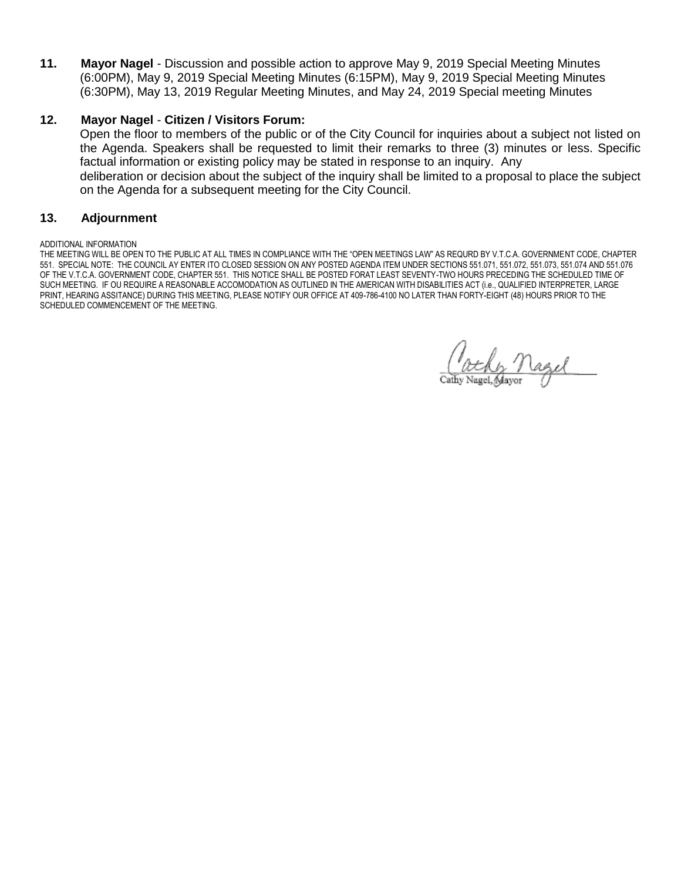**11.** **Mayor Nagel** - Discussion and possible action to approve May 9, 2019 Special Meeting Minutes (6:00PM), May 9, 2019 Special Meeting Minutes (6:15PM), May 9, 2019 Special Meeting Minutes (6:30PM), May 13, 2019 Regular Meeting Minutes, and May 24, 2019 Special meeting Minutes

**12.** **Mayor Nagel** - **Citizen / Visitors Forum:**

Open the floor to members of the public or of the City Council for inquiries about a subject not listed on the Agenda. Speakers shall be requested to limit their remarks to three (3) minutes or less. Specific factual information or existing policy may be stated in response to an inquiry. Any deliberation or decision about the subject of the inquiry shall be limited to a proposal to place the subject on the Agenda for a subsequent meeting for the City Council.

**13.** **Adjournment**

ADDITIONAL INFORMATION

THE MEETING WILL BE OPEN TO THE PUBLIC AT ALL TIMES IN COMPLIANCE WITH THE "OPEN MEETINGS LAW" AS REQURD BY V.T.C.A. GOVERNMENT CODE, CHAPTER 551. SPECIAL NOTE: THE COUNCIL AY ENTER ITO CLOSED SESSION ON ANY POSTED AGENDA ITEM UNDER SECTIONS 551.071, 551.072, 551.073, 551.074 AND 551.076 OF THE V.T.C.A. GOVERNMENT CODE, CHAPTER 551. THIS NOTICE SHALL BE POSTED FORAT LEAST SEVENTY-TWO HOURS PRECEDING THE SCHEDULED TIME OF SUCH MEETING. IF OU REQUIRE A REASONABLE ACCOMODATION AS OUTLINED IN THE AMERICAN WITH DISABILITIES ACT (i.e., QUALIFIED INTERPRETER, LARGE PRINT, HEARING ASSITANCE) DURING THIS MEETING, PLEASE NOTIFY OUR OFFICE AT 409-786-4100 NO LATER THAN FORTY-EIGHT (48) HOURS PRIOR TO THE SCHEDULED COMMENCEMENT OF THE MEETING.

Cathy Nagel

Cathy Nagel, Mayor